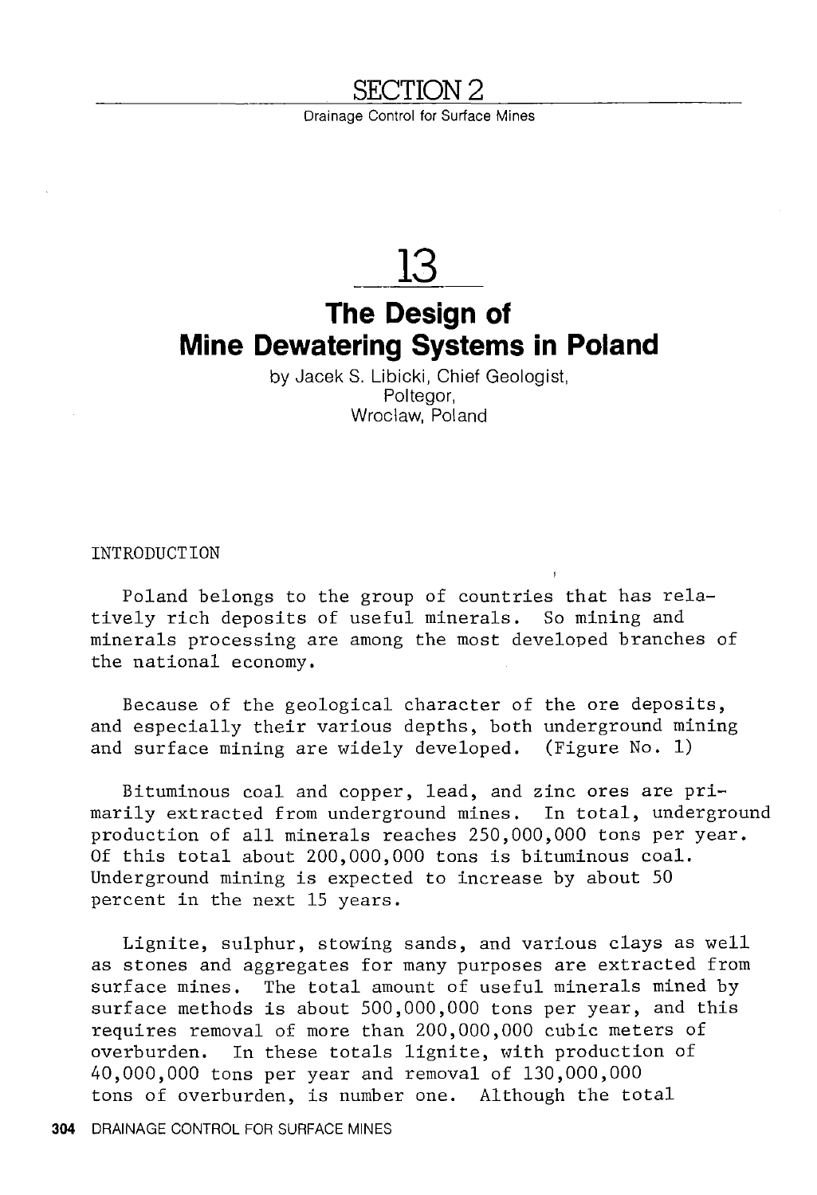# SECTION 2

Drainage Control for Surface Mines

# 13

## The Design of Mine Dewatering Systems in Poland

by Jacek S. Libicki, Chief Geologist,
Poltegor,
Wroclaw, Poland

INTRODUCTION

Poland belongs to the group of countries that has relatively rich deposits of useful minerals. So mining and minerals processing are among the most developed branches of the national economy.

Because of the geological character of the ore deposits, and especially their various depths, both underground mining and surface mining are widely developed. (Figure No. 1)

Bituminous coal and copper, lead, and zinc ores are primarily extracted from underground mines. In total, underground production of all minerals reaches 250,000,000 tons per year. Of this total about 200,000,000 tons is bituminous coal. Underground mining is expected to increase by about 50 percent in the next 15 years.

Lignite, sulphur, stowing sands, and various clays as well as stones and aggregates for many purposes are extracted from surface mines. The total amount of useful minerals mined by surface methods is about 500,000,000 tons per year, and this requires removal of more than 200,000,000 cubic meters of overburden. In these totals lignite, with production of 40,000,000 tons per year and removal of 130,000,000 tons of overburden, is number one. Although the total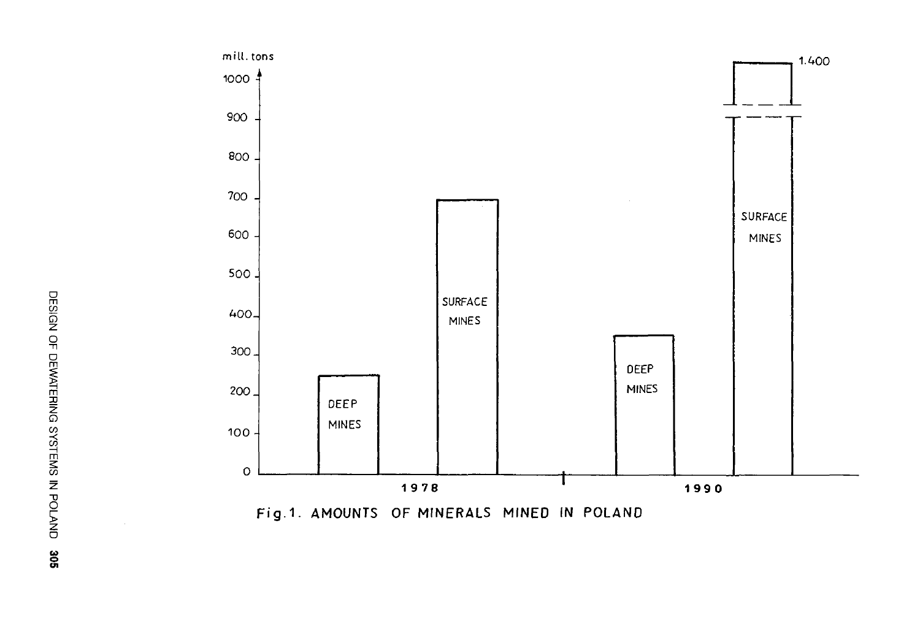Fig.1. AMOUNTS OF MINERALS MINED IN POLAND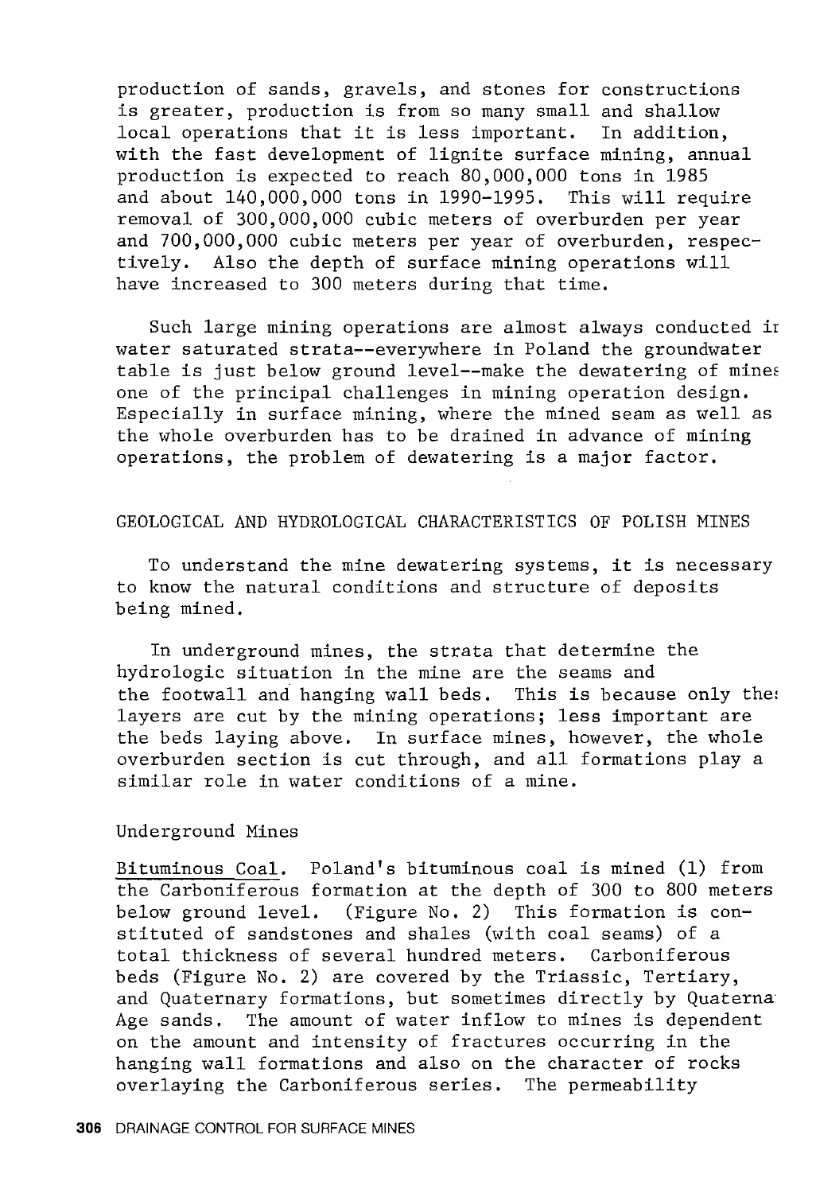production of sands, gravels, and stones for constructions is greater, production is from so many small and shallow local operations that it is less important. In addition, with the fast development of lignite surface mining, annual production is expected to reach 80,000,000 tons in 1985 and about 140,000,000 tons in 1990-1995. This will require removal of 300,000,000 cubic meters of overburden per year and 700,000,000 cubic meters per year of overburden, respectively. Also the depth of surface mining operations will have increased to 300 meters during that time.

Such large mining operations are almost always conducted in water saturated strata--everywhere in Poland the groundwater table is just below ground level--make the dewatering of mines one of the principal challenges in mining operation design. Especially in surface mining, where the mined seam as well as the whole overburden has to be drained in advance of mining operations, the problem of dewatering is a major factor.

## GEOLOGICAL AND HYDROLOGICAL CHARACTERISTICS OF POLISH MINES

To understand the mine dewatering systems, it is necessary to know the natural conditions and structure of deposits being mined.

In underground mines, the strata that determine the hydrologic situation in the mine are the seams and the footwall and hanging wall beds. This is because only these layers are cut by the mining operations; less important are the beds laying above. In surface mines, however, the whole overburden section is cut through, and all formations play a similar role in water conditions of a mine.

### Underground Mines

Bituminous Coal. Poland's bituminous coal is mined (1) from the Carboniferous formation at the depth of 300 to 800 meters below ground level. (Figure No. 2) This formation is constituted of sandstones and shales (with coal seams) of a total thickness of several hundred meters. Carboniferous beds (Figure No. 2) are covered by the Triassic, Tertiary, and Quaternary formations, but sometimes directly by Quaternary Age sands. The amount of water inflow to mines is dependent on the amount and intensity of fractures occurring in the hanging wall formations and also on the character of rocks overlaying the Carboniferous series. The permeability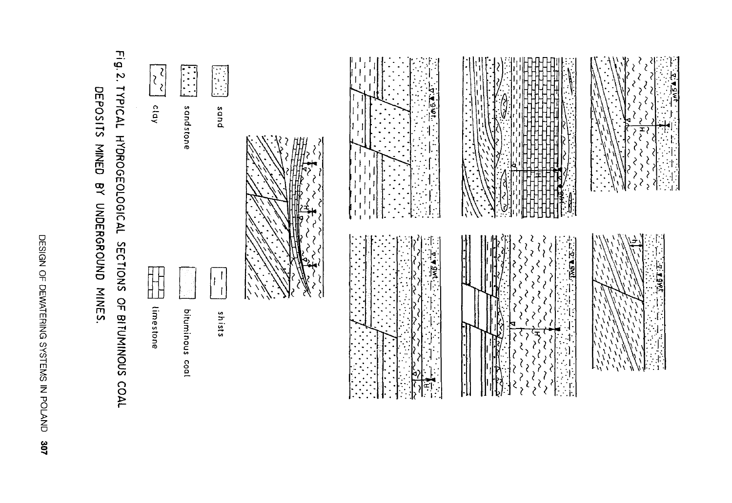sand

sandstone

clay

shists

bituminous coal

limestone

Fig. 2. TYPICAL HYDROGEOLOGICAL SECTIONS OF BITUMINOUS COAL DEPOSITS MINED BY UNDERGROUND MINES.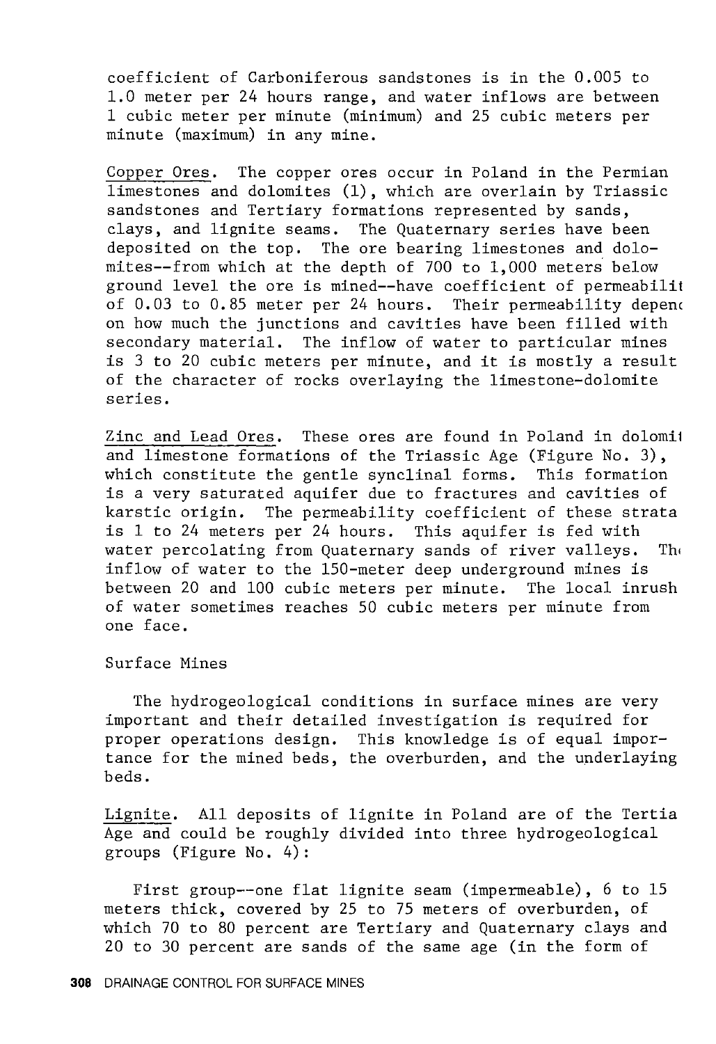coefficient of Carboniferous sandstones is in the 0.005 to 1.0 meter per 24 hours range, and water inflows are between 1 cubic meter per minute (minimum) and 25 cubic meters per minute (maximum) in any mine.

Copper Ores. The copper ores occur in Poland in the Permian limestones and dolomites (1), which are overlain by Triassic sandstones and Tertiary formations represented by sands, clays, and lignite seams. The Quaternary series have been deposited on the top. The ore bearing limestones and dolomites--from which at the depth of 700 to 1,000 meters below ground level the ore is mined--have coefficient of permeabilit of 0.03 to 0.85 meter per 24 hours. Their permeability depend on how much the junctions and cavities have been filled with secondary material. The inflow of water to particular mines is 3 to 20 cubic meters per minute, and it is mostly a result of the character of rocks overlaying the limestone-dolomite series.

Zinc and Lead Ores. These ores are found in Poland in dolomit and limestone formations of the Triassic Age (Figure No. 3), which constitute the gentle synclinal forms. This formation is a very saturated aquifer due to fractures and cavities of karstic origin. The permeability coefficient of these strata is 1 to 24 meters per 24 hours. This aquifer is fed with water percolating from Quaternary sands of river valleys. The inflow of water to the 150-meter deep underground mines is between 20 and 100 cubic meters per minute. The local inrush of water sometimes reaches 50 cubic meters per minute from one face.

## Surface Mines

The hydrogeological conditions in surface mines are very important and their detailed investigation is required for proper operations design. This knowledge is of equal importance for the mined beds, the overburden, and the underlaying beds.

Lignite. All deposits of lignite in Poland are of the Tertia Age and could be roughly divided into three hydrogeological groups (Figure No. 4):

First group--one flat lignite seam (impermeable), 6 to 15 meters thick, covered by 25 to 75 meters of overburden, of which 70 to 80 percent are Tertiary and Quaternary clays and 20 to 30 percent are sands of the same age (in the form of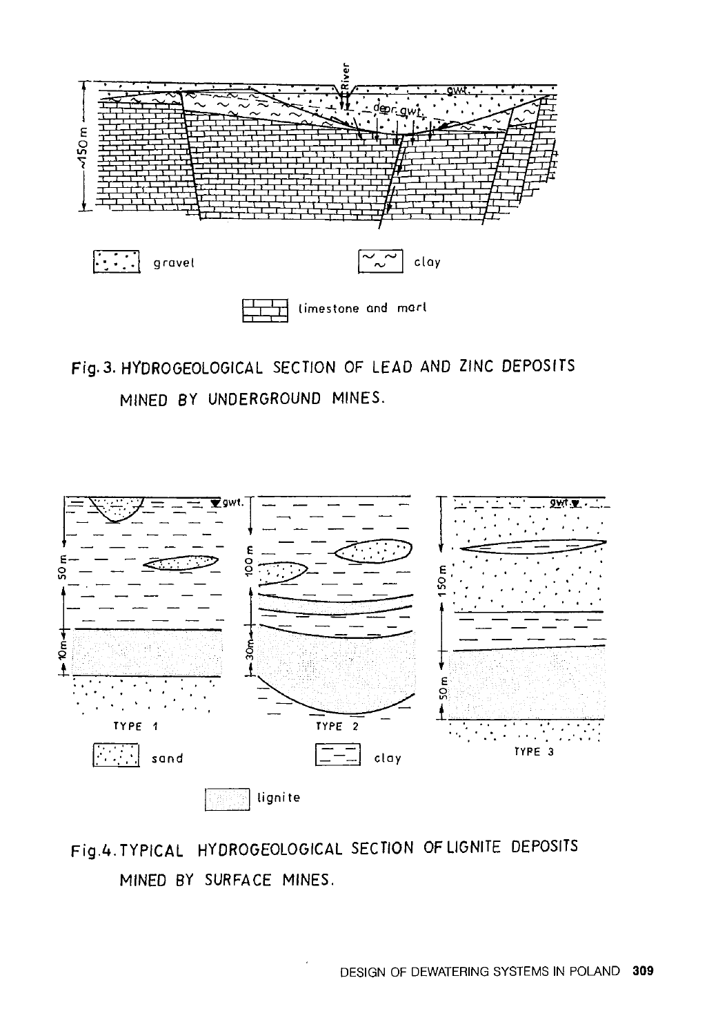Fig. 3. HYDROGEOLOGICAL SECTION OF LEAD AND ZINC DEPOSITS MINED BY UNDERGROUND MINES.

Fig. 4. TYPICAL HYDROGEOLOGICAL SECTION OF LIGNITE DEPOSITS MINED BY SURFACE MINES.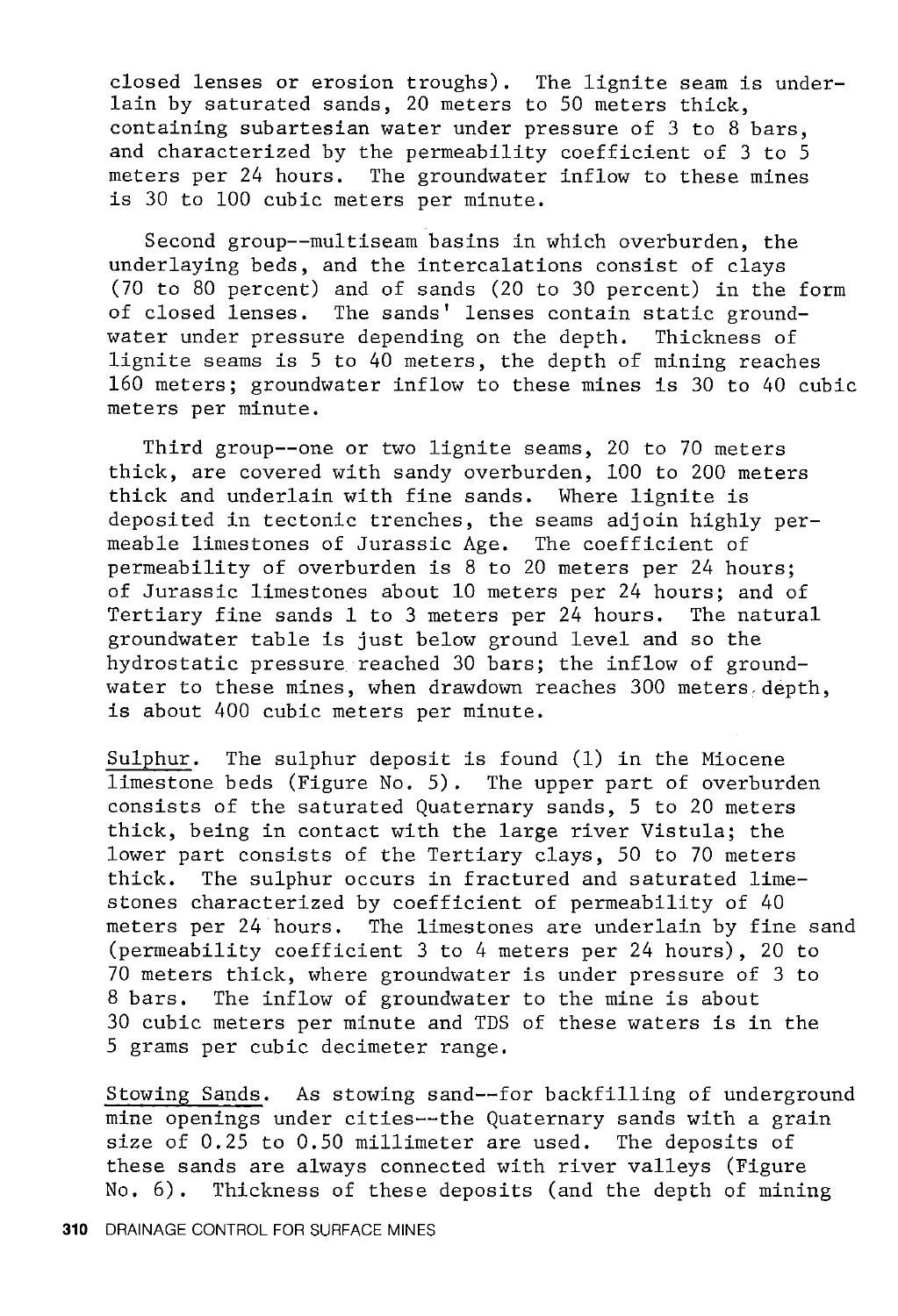closed lenses or erosion troughs). The lignite seam is underlain by saturated sands, 20 meters to 50 meters thick, containing subartesian water under pressure of 3 to 8 bars, and characterized by the permeability coefficient of 3 to 5 meters per 24 hours. The groundwater inflow to these mines is 30 to 100 cubic meters per minute.

Second group--multiseam basins in which overburden, the underlaying beds, and the intercalations consist of clays (70 to 80 percent) and of sands (20 to 30 percent) in the form of closed lenses. The sands' lenses contain static groundwater under pressure depending on the depth. Thickness of lignite seams is 5 to 40 meters, the depth of mining reaches 160 meters; groundwater inflow to these mines is 30 to 40 cubic meters per minute.

Third group--one or two lignite seams, 20 to 70 meters thick, are covered with sandy overburden, 100 to 200 meters thick and underlain with fine sands. Where lignite is deposited in tectonic trenches, the seams adjoin highly permeable limestones of Jurassic Age. The coefficient of permeability of overburden is 8 to 20 meters per 24 hours; of Jurassic limestones about 10 meters per 24 hours; and of Tertiary fine sands 1 to 3 meters per 24 hours. The natural groundwater table is just below ground level and so the hydrostatic pressure reached 30 bars; the inflow of groundwater to these mines, when drawdown reaches 300 meters depth, is about 400 cubic meters per minute.

Sulphur. The sulphur deposit is found (1) in the Miocene limestone beds (Figure No. 5). The upper part of overburden consists of the saturated Quaternary sands, 5 to 20 meters thick, being in contact with the large river Vistula; the lower part consists of the Tertiary clays, 50 to 70 meters thick. The sulphur occurs in fractured and saturated limestones characterized by coefficient of permeability of 40 meters per 24 hours. The limestones are underlain by fine sand (permeability coefficient 3 to 4 meters per 24 hours), 20 to 70 meters thick, where groundwater is under pressure of 3 to 8 bars. The inflow of groundwater to the mine is about 30 cubic meters per minute and TDS of these waters is in the 5 grams per cubic decimeter range.

Stowing Sands. As stowing sand--for backfilling of underground mine openings under cities--the Quaternary sands with a grain size of 0.25 to 0.50 millimeter are used. The deposits of these sands are always connected with river valleys (Figure No. 6). Thickness of these deposits (and the depth of mining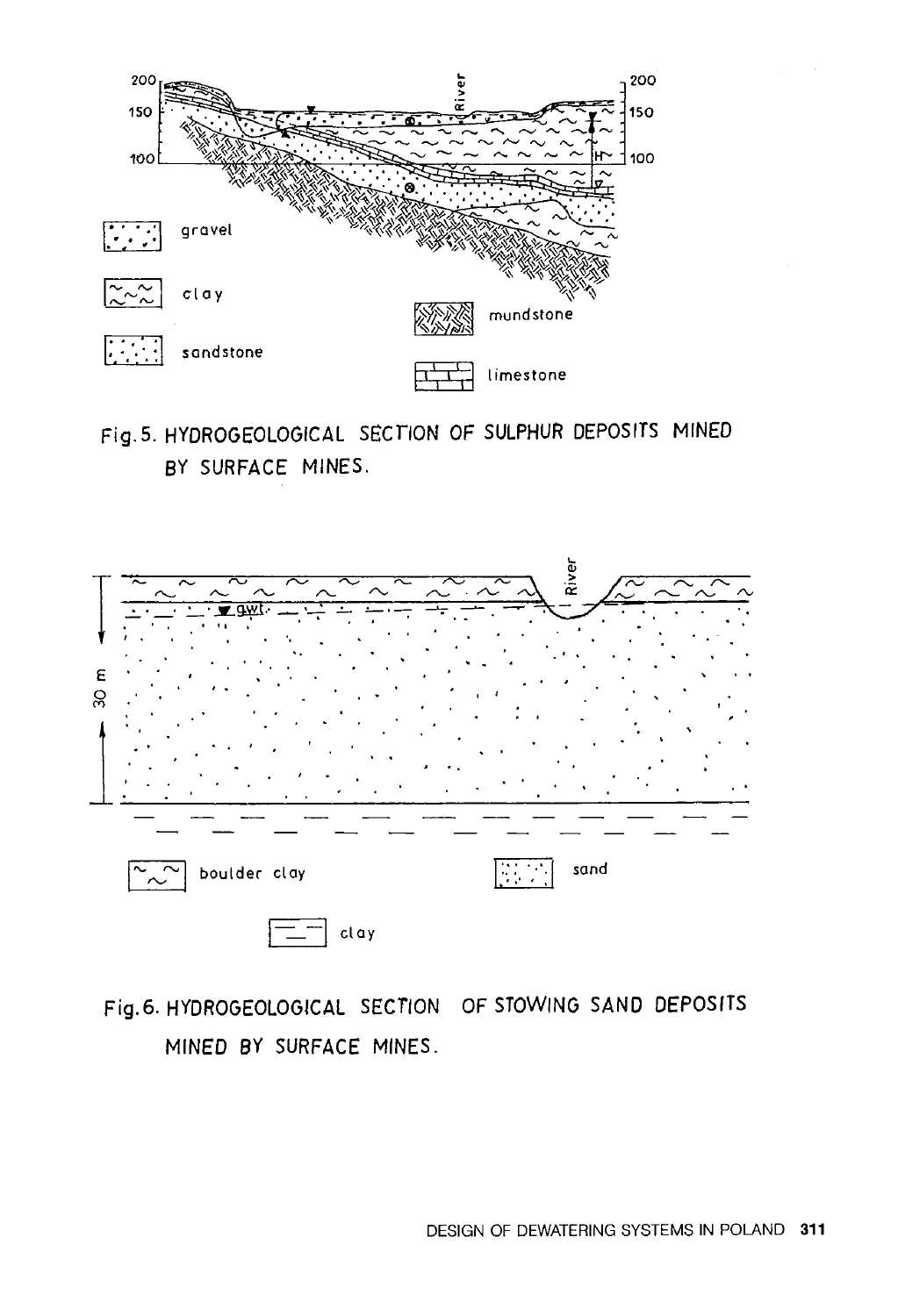Fig. 5. HYDROGEOLOGICAL SECTION OF SULPHUR DEPOSITS MINED BY SURFACE MINES.

Fig. 6. HYDROGEOLOGICAL SECTION OF STOWING SAND DEPOSITS MINED BY SURFACE MINES.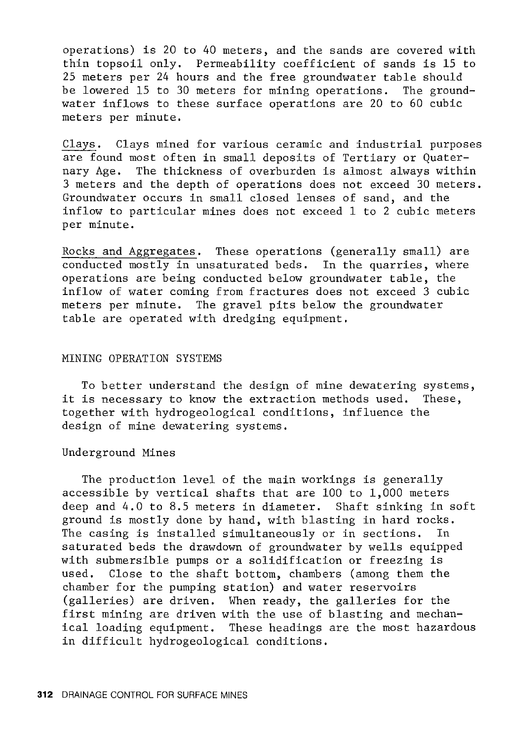operations) is 20 to 40 meters, and the sands are covered with thin topsoil only. Permeability coefficient of sands is 15 to 25 meters per 24 hours and the free groundwater table should be lowered 15 to 30 meters for mining operations. The groundwater inflows to these surface operations are 20 to 60 cubic meters per minute.

Clays. Clays mined for various ceramic and industrial purposes are found most often in small deposits of Tertiary or Quaternary Age. The thickness of overburden is almost always within 3 meters and the depth of operations does not exceed 30 meters. Groundwater occurs in small closed lenses of sand, and the inflow to particular mines does not exceed 1 to 2 cubic meters per minute.

Rocks and Aggregates. These operations (generally small) are conducted mostly in unsaturated beds. In the quarries, where operations are being conducted below groundwater table, the inflow of water coming from fractures does not exceed 3 cubic meters per minute. The gravel pits below the groundwater table are operated with dredging equipment.

## MINING OPERATION SYSTEMS

To better understand the design of mine dewatering systems, it is necessary to know the extraction methods used. These, together with hydrogeological conditions, influence the design of mine dewatering systems.

### Underground Mines

The production level of the main workings is generally accessible by vertical shafts that are 100 to 1,000 meters deep and 4.0 to 8.5 meters in diameter. Shaft sinking in soft ground is mostly done by hand, with blasting in hard rocks. The casing is installed simultaneously or in sections. In saturated beds the drawdown of groundwater by wells equipped with submersible pumps or a solidification or freezing is used. Close to the shaft bottom, chambers (among them the chamber for the pumping station) and water reservoirs (galleries) are driven. When ready, the galleries for the first mining are driven with the use of blasting and mechanical loading equipment. These headings are the most hazardous in difficult hydrogeological conditions.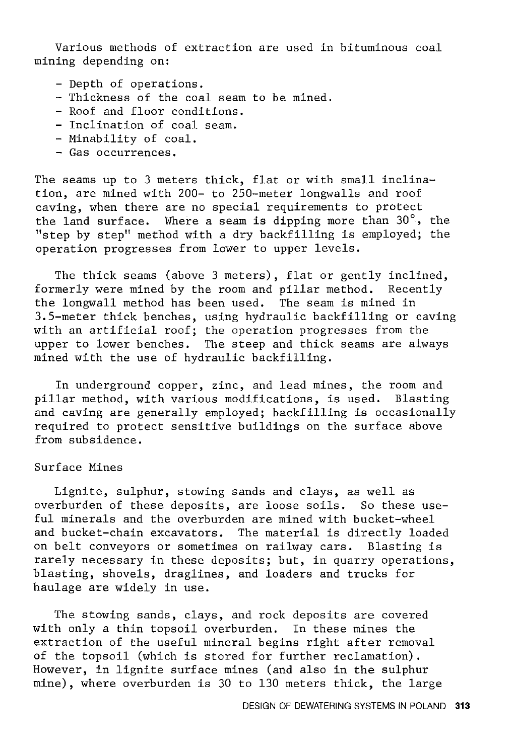Various methods of extraction are used in bituminous coal mining depending on:

- Depth of operations.
- Thickness of the coal seam to be mined.
- Roof and floor conditions.
- Inclination of coal seam.
- Minability of coal.
- Gas occurrences.

The seams up to 3 meters thick, flat or with small inclination, are mined with 200- to 250-meter longwalls and roof caving, when there are no special requirements to protect the land surface. Where a seam is dipping more than 30°, the "step by step" method with a dry backfilling is employed; the operation progresses from lower to upper levels.

The thick seams (above 3 meters), flat or gently inclined, formerly were mined by the room and pillar method. Recently the longwall method has been used. The seam is mined in 3.5-meter thick benches, using hydraulic backfilling or caving with an artificial roof; the operation progresses from the upper to lower benches. The steep and thick seams are always mined with the use of hydraulic backfilling.

In underground copper, zinc, and lead mines, the room and pillar method, with various modifications, is used. Blasting and caving are generally employed; backfilling is occasionally required to protect sensitive buildings on the surface above from subsidence.

Surface Mines

Lignite, sulphur, stowing sands and clays, as well as overburden of these deposits, are loose soils. So these useful minerals and the overburden are mined with bucket-wheel and bucket-chain excavators. The material is directly loaded on belt conveyors or sometimes on railway cars. Blasting is rarely necessary in these deposits; but, in quarry operations, blasting, shovels, draglines, and loaders and trucks for haulage are widely in use.

The stowing sands, clays, and rock deposits are covered with only a thin topsoil overburden. In these mines the extraction of the useful mineral begins right after removal of the topsoil (which is stored for further reclamation). However, in lignite surface mines (and also in the sulphur mine), where overburden is 30 to 130 meters thick, the large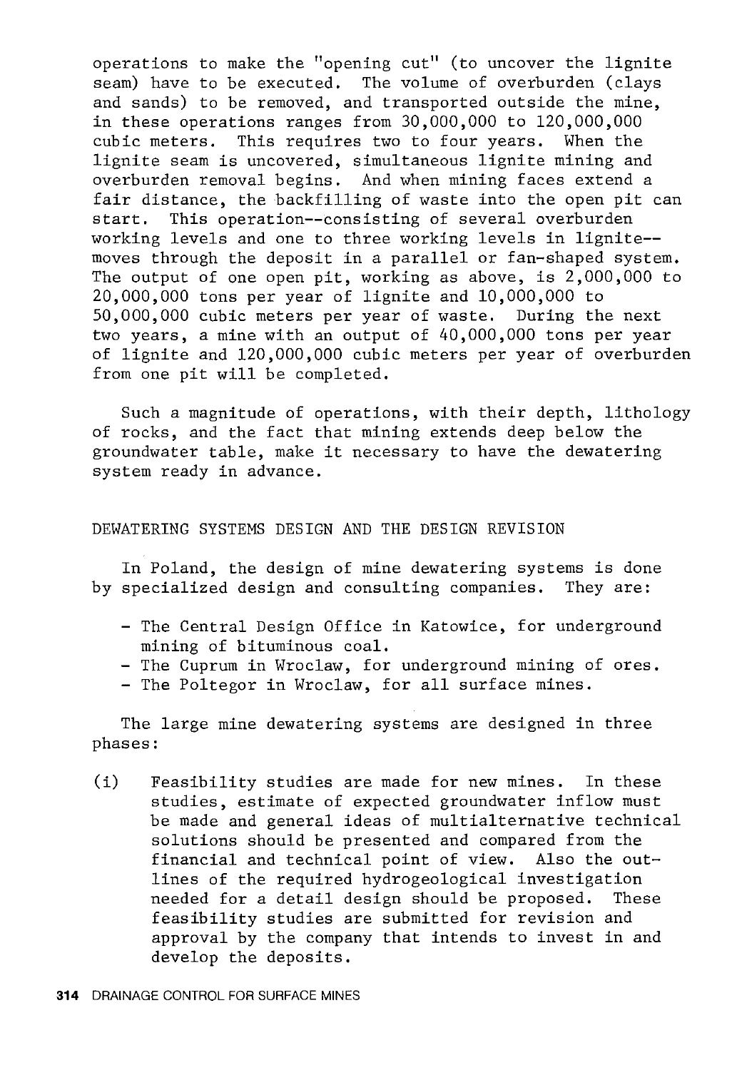operations to make the "opening cut" (to uncover the lignite seam) have to be executed. The volume of overburden (clays and sands) to be removed, and transported outside the mine, in these operations ranges from 30,000,000 to 120,000,000 cubic meters. This requires two to four years. When the lignite seam is uncovered, simultaneous lignite mining and overburden removal begins. And when mining faces extend a fair distance, the backfilling of waste into the open pit can start. This operation--consisting of several overburden working levels and one to three working levels in lignite--moves through the deposit in a parallel or fan-shaped system. The output of one open pit, working as above, is 2,000,000 to 20,000,000 tons per year of lignite and 10,000,000 to 50,000,000 cubic meters per year of waste. During the next two years, a mine with an output of 40,000,000 tons per year of lignite and 120,000,000 cubic meters per year of overburden from one pit will be completed.

Such a magnitude of operations, with their depth, lithology of rocks, and the fact that mining extends deep below the groundwater table, make it necessary to have the dewatering system ready in advance.

## DEWATERING SYSTEMS DESIGN AND THE DESIGN REVISION

In Poland, the design of mine dewatering systems is done by specialized design and consulting companies. They are:

- The Central Design Office in Katowice, for underground mining of bituminous coal.
- The Cuprum in Wroclaw, for underground mining of ores.
- The Poltegor in Wroclaw, for all surface mines.

The large mine dewatering systems are designed in three phases:

(i) Feasibility studies are made for new mines. In these studies, estimate of expected groundwater inflow must be made and general ideas of multialternative technical solutions should be presented and compared from the financial and technical point of view. Also the outlines of the required hydrogeological investigation needed for a detail design should be proposed. These feasibility studies are submitted for revision and approval by the company that intends to invest in and develop the deposits.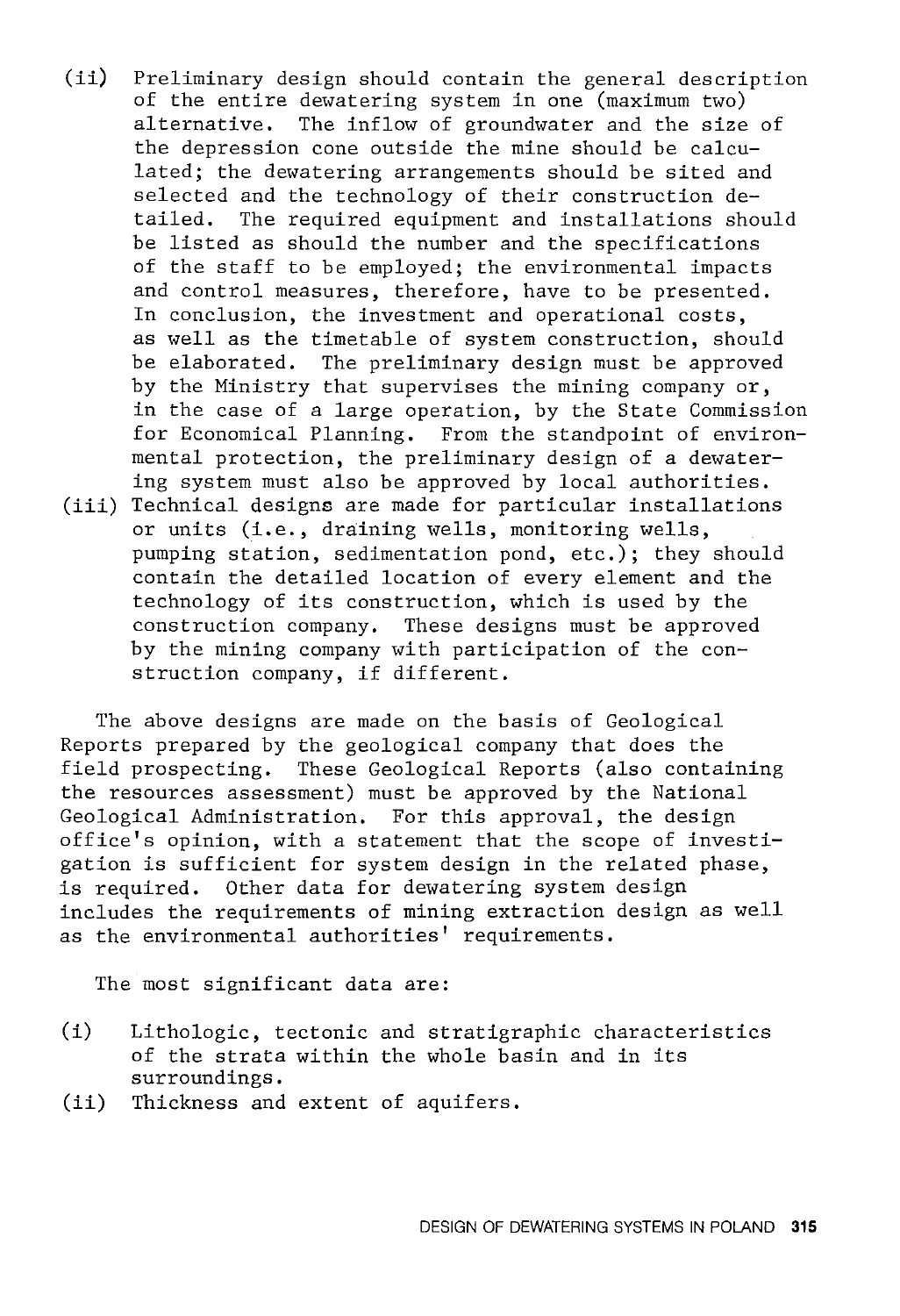(ii) Preliminary design should contain the general description of the entire dewatering system in one (maximum two) alternative. The inflow of groundwater and the size of the depression cone outside the mine should be calculated; the dewatering arrangements should be sited and selected and the technology of their construction detailed. The required equipment and installations should be listed as should the number and the specifications of the staff to be employed; the environmental impacts and control measures, therefore, have to be presented. In conclusion, the investment and operational costs, as well as the timetable of system construction, should be elaborated. The preliminary design must be approved by the Ministry that supervises the mining company or, in the case of a large operation, by the State Commission for Economical Planning. From the standpoint of environmental protection, the preliminary design of a dewatering system must also be approved by local authorities.

(iii) Technical designs are made for particular installations or units (i.e., draining wells, monitoring wells, pumping station, sedimentation pond, etc.); they should contain the detailed location of every element and the technology of its construction, which is used by the construction company. These designs must be approved by the mining company with participation of the construction company, if different.

The above designs are made on the basis of Geological Reports prepared by the geological company that does the field prospecting. These Geological Reports (also containing the resources assessment) must be approved by the National Geological Administration. For this approval, the design office's opinion, with a statement that the scope of investigation is sufficient for system design in the related phase, is required. Other data for dewatering system design includes the requirements of mining extraction design as well as the environmental authorities' requirements.

The most significant data are:

(i) Lithologic, tectonic and stratigraphic characteristics of the strata within the whole basin and in its surroundings.

(ii) Thickness and extent of aquifers.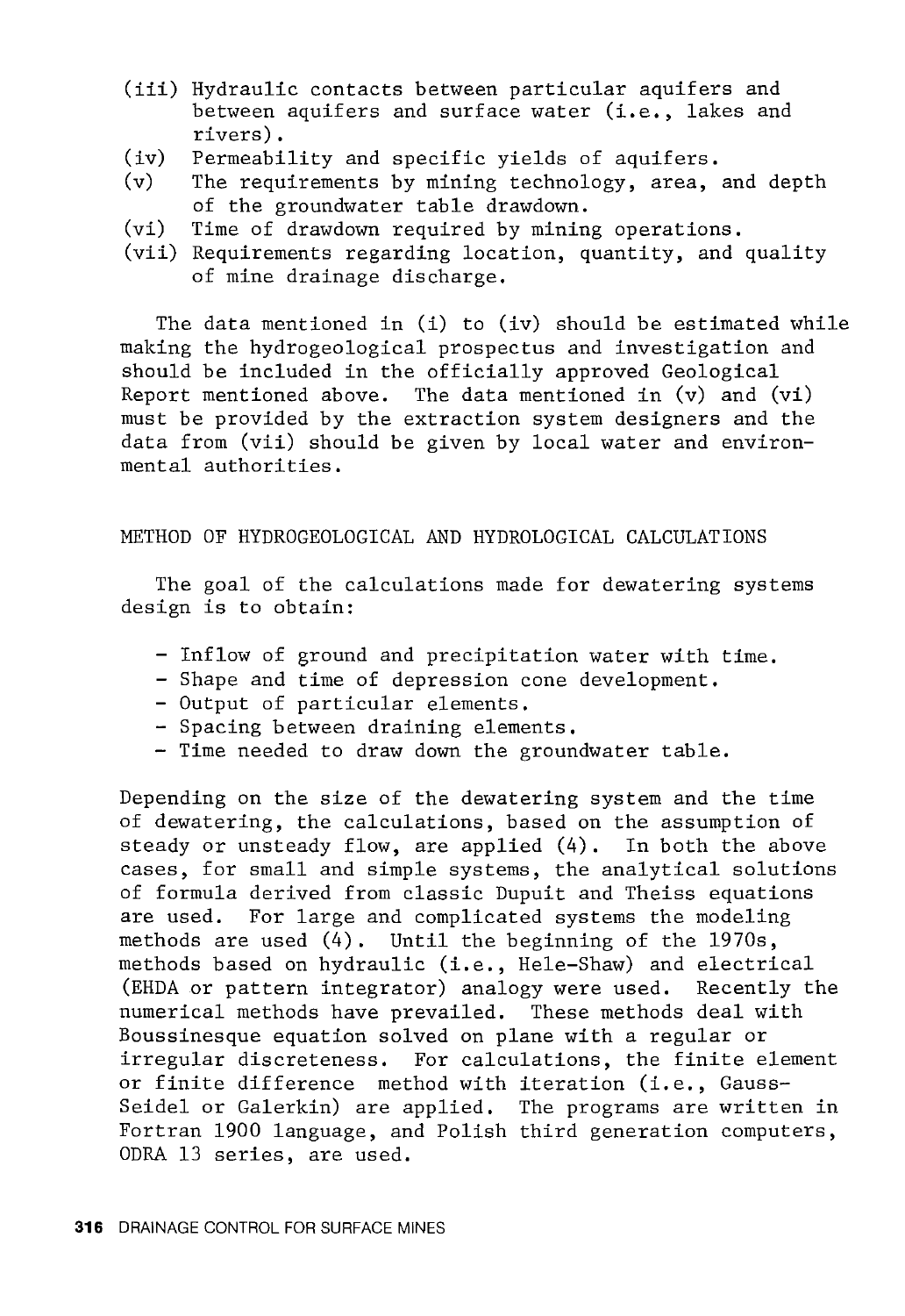(iii) Hydraulic contacts between particular aquifers and between aquifers and surface water (i.e., lakes and rivers).
(iv) Permeability and specific yields of aquifers.
(v) The requirements by mining technology, area, and depth of the groundwater table drawdown.
(vi) Time of drawdown required by mining operations.
(vii) Requirements regarding location, quantity, and quality of mine drainage discharge.

The data mentioned in (i) to (iv) should be estimated while making the hydrogeological prospectus and investigation and should be included in the officially approved Geological Report mentioned above. The data mentioned in (v) and (vi) must be provided by the extraction system designers and the data from (vii) should be given by local water and environmental authorities.

## METHOD OF HYDROGEOLOGICAL AND HYDROLOGICAL CALCULATIONS

The goal of the calculations made for dewatering systems design is to obtain:

- Inflow of ground and precipitation water with time.
- Shape and time of depression cone development.
- Output of particular elements.
- Spacing between draining elements.
- Time needed to draw down the groundwater table.

Depending on the size of the dewatering system and the time of dewatering, the calculations, based on the assumption of steady or unsteady flow, are applied (4). In both the above cases, for small and simple systems, the analytical solutions of formula derived from classic Dupuit and Theiss equations are used. For large and complicated systems the modeling methods are used (4). Until the beginning of the 1970s, methods based on hydraulic (i.e., Hele-Shaw) and electrical (EHDA or pattern integrator) analogy were used. Recently the numerical methods have prevailed. These methods deal with Boussinesque equation solved on plane with a regular or irregular discreteness. For calculations, the finite element or finite difference method with iteration (i.e., Gauss-Seidel or Galerkin) are applied. The programs are written in Fortran 1900 language, and Polish third generation computers, ODRA 13 series, are used.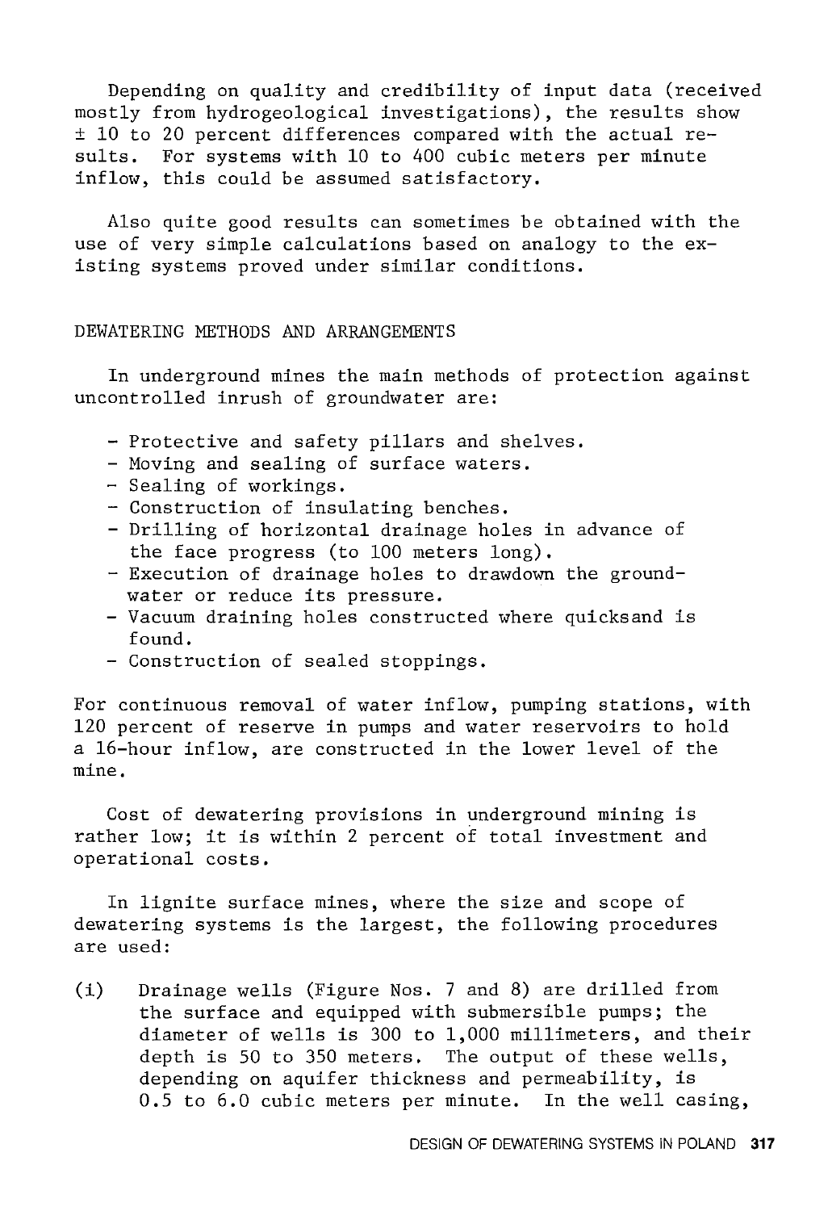Depending on quality and credibility of input data (received mostly from hydrogeological investigations), the results show ± 10 to 20 percent differences compared with the actual results. For systems with 10 to 400 cubic meters per minute inflow, this could be assumed satisfactory.

Also quite good results can sometimes be obtained with the use of very simple calculations based on analogy to the existing systems proved under similar conditions.

## DEWATERING METHODS AND ARRANGEMENTS

In underground mines the main methods of protection against uncontrolled inrush of groundwater are:

- Protective and safety pillars and shelves.
- Moving and sealing of surface waters.
- Sealing of workings.
- Construction of insulating benches.
- Drilling of horizontal drainage holes in advance of the face progress (to 100 meters long).
- Execution of drainage holes to drawdown the groundwater or reduce its pressure.
- Vacuum draining holes constructed where quicksand is found.
- Construction of sealed stoppings.

For continuous removal of water inflow, pumping stations, with 120 percent of reserve in pumps and water reservoirs to hold a 16-hour inflow, are constructed in the lower level of the mine.

Cost of dewatering provisions in underground mining is rather low; it is within 2 percent of total investment and operational costs.

In lignite surface mines, where the size and scope of dewatering systems is the largest, the following procedures are used:

(i) Drainage wells (Figure Nos. 7 and 8) are drilled from the surface and equipped with submersible pumps; the diameter of wells is 300 to 1,000 millimeters, and their depth is 50 to 350 meters. The output of these wells, depending on aquifer thickness and permeability, is 0.5 to 6.0 cubic meters per minute. In the well casing,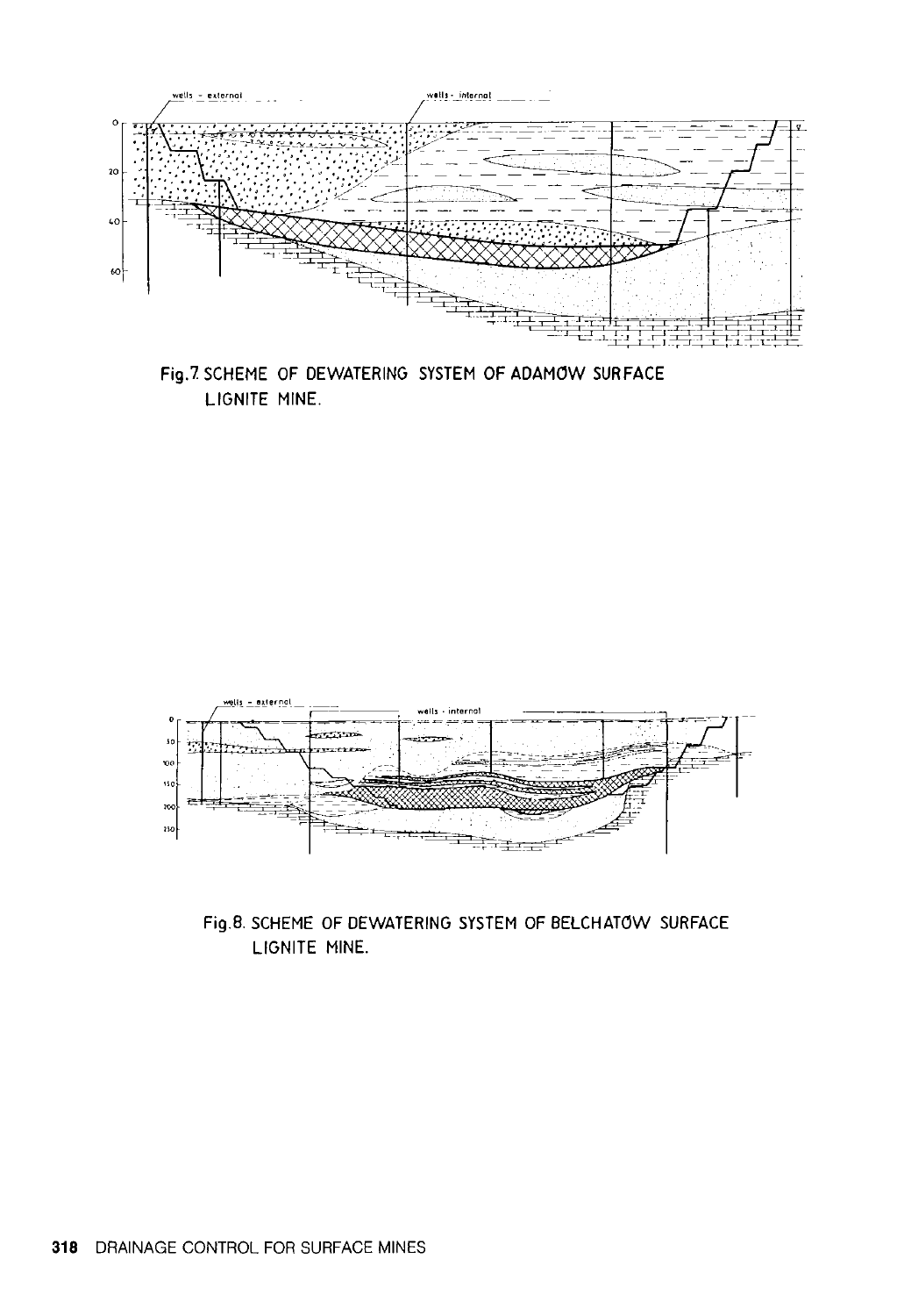Fig.7. SCHEME OF DEWATERING SYSTEM OF ADAMOW SURFACE LIGNITE MINE.

Fig.8. SCHEME OF DEWATERING SYSTEM OF BELCHATOW SURFACE LIGNITE MINE.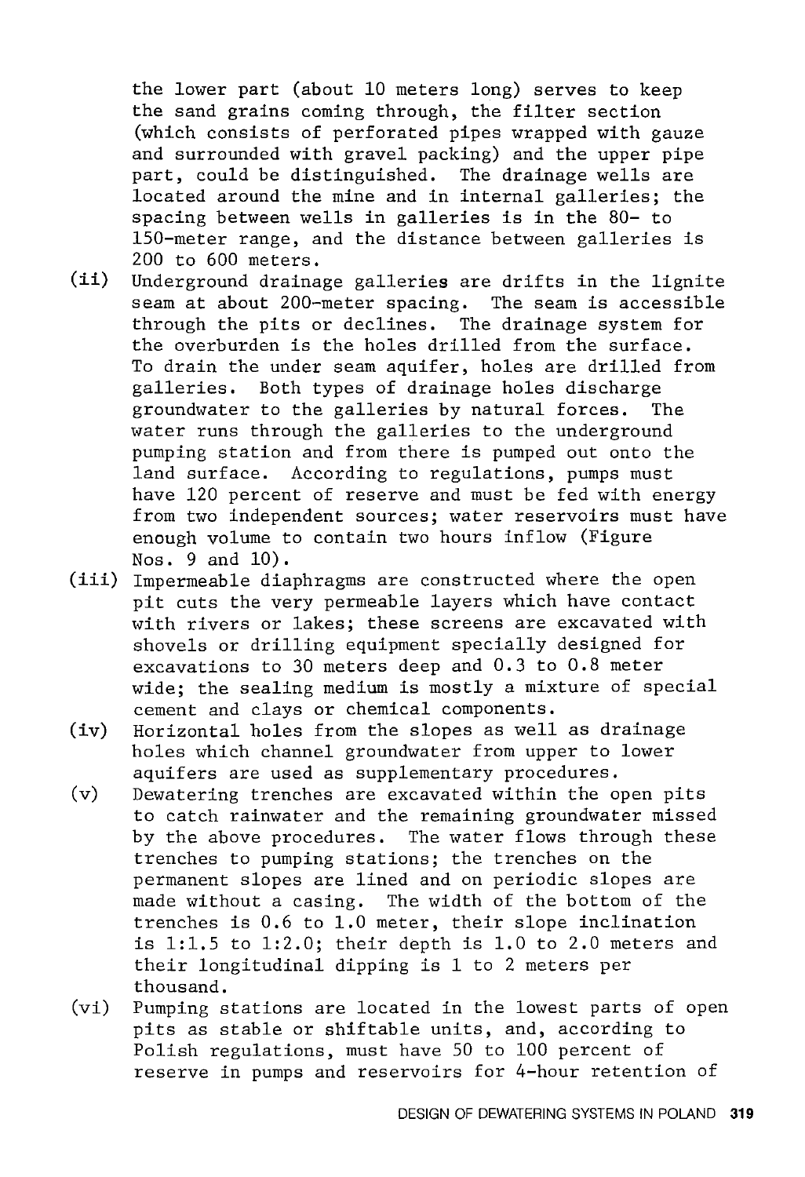the lower part (about 10 meters long) serves to keep the sand grains coming through, the filter section (which consists of perforated pipes wrapped with gauze and surrounded with gravel packing) and the upper pipe part, could be distinguished. The drainage wells are located around the mine and in internal galleries; the spacing between wells in galleries is in the 80- to 150-meter range, and the distance between galleries is 200 to 600 meters.

(ii) Underground drainage galleries are drifts in the lignite seam at about 200-meter spacing. The seam is accessible through the pits or declines. The drainage system for the overburden is the holes drilled from the surface. To drain the under seam aquifer, holes are drilled from galleries. Both types of drainage holes discharge groundwater to the galleries by natural forces. The water runs through the galleries to the underground pumping station and from there is pumped out onto the land surface. According to regulations, pumps must have 120 percent of reserve and must be fed with energy from two independent sources; water reservoirs must have enough volume to contain two hours inflow (Figure Nos. 9 and 10).

(iii) Impermeable diaphragms are constructed where the open pit cuts the very permeable layers which have contact with rivers or lakes; these screens are excavated with shovels or drilling equipment specially designed for excavations to 30 meters deep and 0.3 to 0.8 meter wide; the sealing medium is mostly a mixture of special cement and clays or chemical components.

(iv) Horizontal holes from the slopes as well as drainage holes which channel groundwater from upper to lower aquifers are used as supplementary procedures.

(v) Dewatering trenches are excavated within the open pits to catch rainwater and the remaining groundwater missed by the above procedures. The water flows through these trenches to pumping stations; the trenches on the permanent slopes are lined and on periodic slopes are made without a casing. The width of the bottom of the trenches is 0.6 to 1.0 meter, their slope inclination is 1:1.5 to 1:2.0; their depth is 1.0 to 2.0 meters and their longitudinal dipping is 1 to 2 meters per thousand.

(vi) Pumping stations are located in the lowest parts of open pits as stable or shiftable units, and, according to Polish regulations, must have 50 to 100 percent of reserve in pumps and reservoirs for 4-hour retention of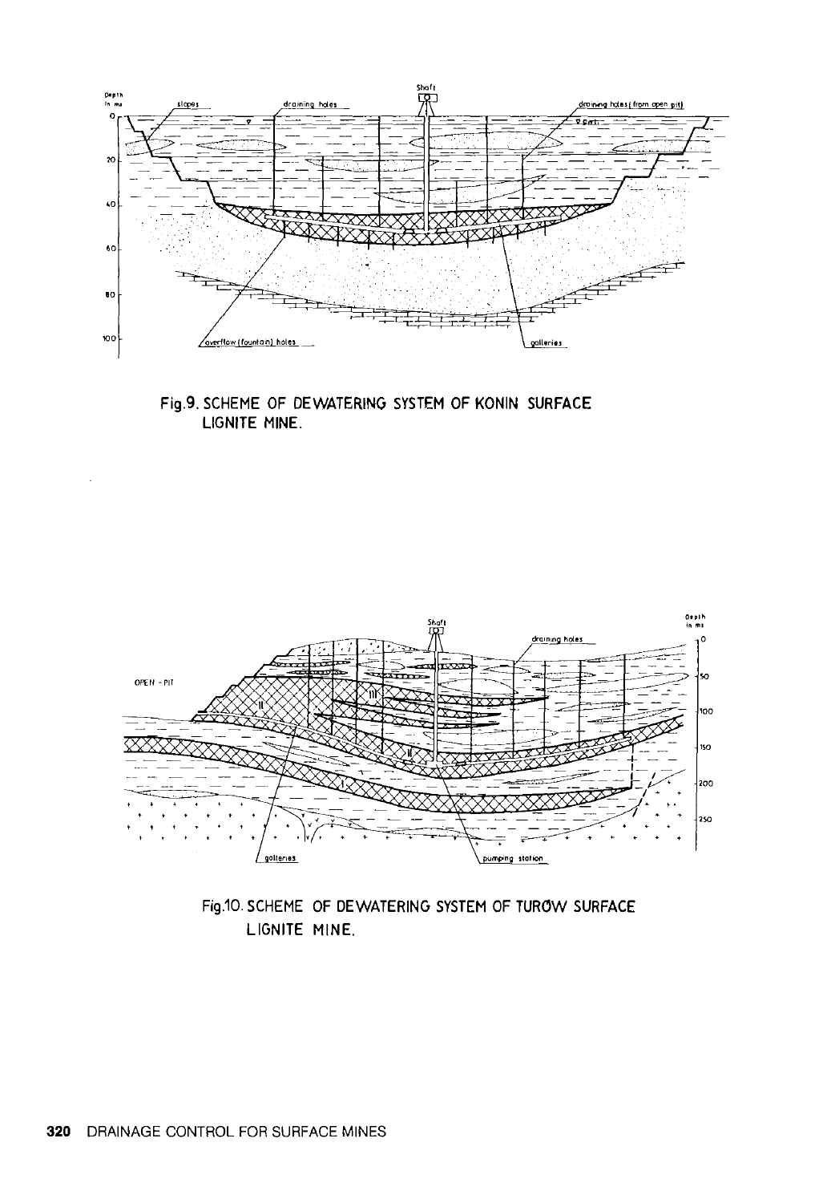Fig.9. SCHEME OF DEWATERING SYSTEM OF KONIN SURFACE LIGNITE MINE.

Fig.10. SCHEME OF DEWATERING SYSTEM OF TURÓW SURFACE LIGNITE MINE.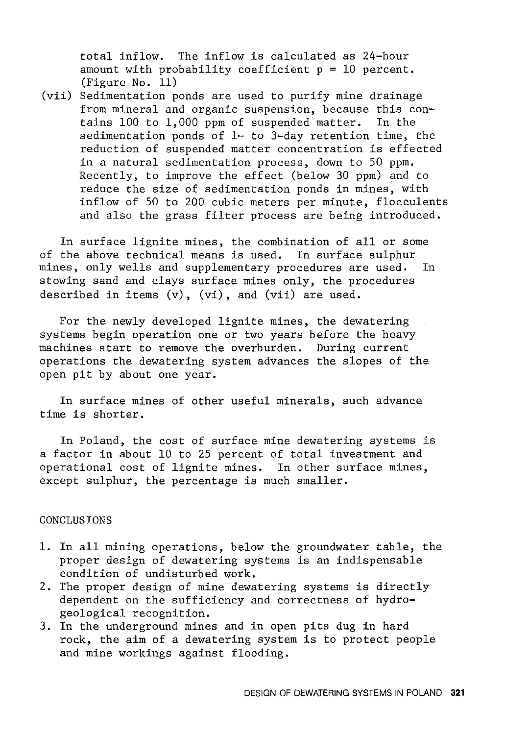total inflow. The inflow is calculated as 24-hour amount with probability coefficient p = 10 percent. (Figure No. 11)

(vii) Sedimentation ponds are used to purify mine drainage from mineral and organic suspension, because this contains 100 to 1,000 ppm of suspended matter. In the sedimentation ponds of 1- to 3-day retention time, the reduction of suspended matter concentration is effected in a natural sedimentation process, down to 50 ppm. Recently, to improve the effect (below 30 ppm) and to reduce the size of sedimentation ponds in mines, with inflow of 50 to 200 cubic meters per minute, flocculents and also the grass filter process are being introduced.

In surface lignite mines, the combination of all or some of the above technical means is used. In surface sulphur mines, only wells and supplementary procedures are used. In stowing sand and clays surface mines only, the procedures described in items (v), (vi), and (vii) are used.

For the newly developed lignite mines, the dewatering systems begin operation one or two years before the heavy machines start to remove the overburden. During current operations the dewatering system advances the slopes of the open pit by about one year.

In surface mines of other useful minerals, such advance time is shorter.

In Poland, the cost of surface mine dewatering systems is a factor in about 10 to 25 percent of total investment and operational cost of lignite mines. In other surface mines, except sulphur, the percentage is much smaller.

## CONCLUSIONS

1. In all mining operations, below the groundwater table, the proper design of dewatering systems is an indispensable condition of undisturbed work.
2. The proper design of mine dewatering systems is directly dependent on the sufficiency and correctness of hydrogeological recognition.
3. In the underground mines and in open pits dug in hard rock, the aim of a dewatering system is to protect people and mine workings against flooding.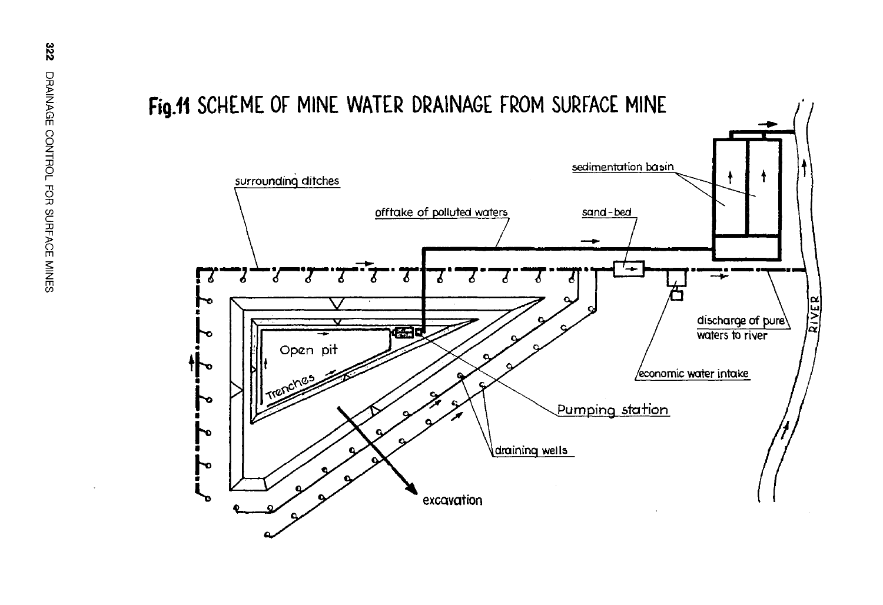# Fig.11 SCHEME OF MINE WATER DRAINAGE FROM SURFACE MINE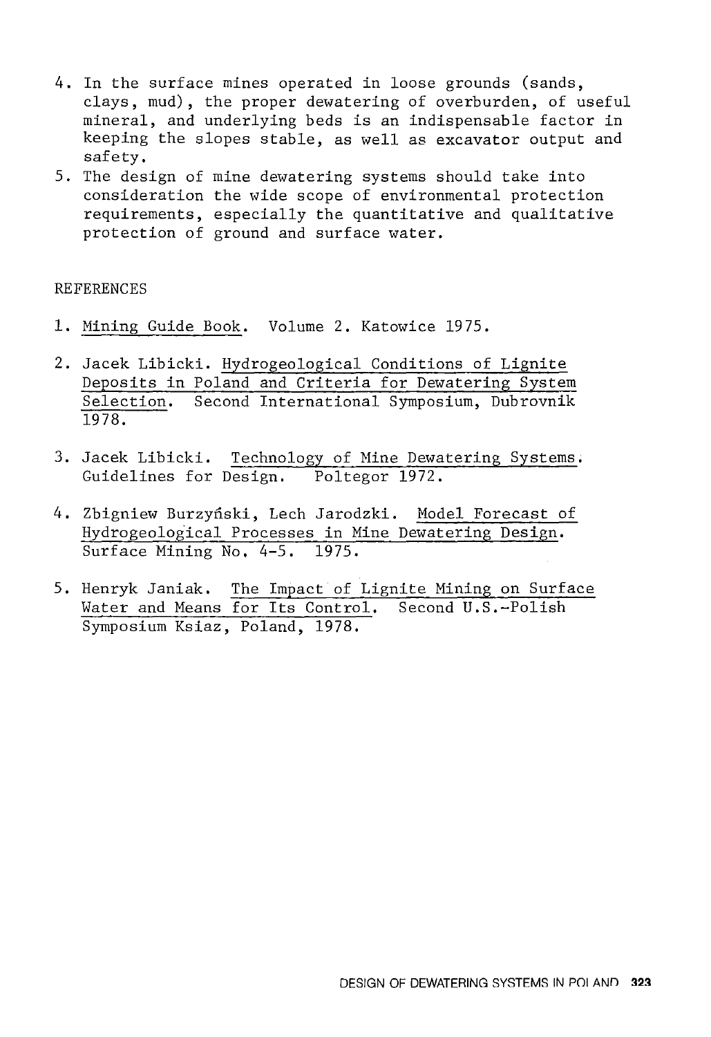4. In the surface mines operated in loose grounds (sands, clays, mud), the proper dewatering of overburden, of useful mineral, and underlying beds is an indispensable factor in keeping the slopes stable, as well as excavator output and safety.
5. The design of mine dewatering systems should take into consideration the wide scope of environmental protection requirements, especially the quantitative and qualitative protection of ground and surface water.

## REFERENCES

1. Mining Guide Book. Volume 2. Katowice 1975.
2. Jacek Libicki. Hydrogeological Conditions of Lignite Deposits in Poland and Criteria for Dewatering System Selection. Second International Symposium, Dubrovnik 1978.
3. Jacek Libicki. Technology of Mine Dewatering Systems. Guidelines for Design. Poltegor 1972.
4. Zbigniew Burzyński, Lech Jarodzki. Model Forecast of Hydrogeological Processes in Mine Dewatering Design. Surface Mining No. 4-5. 1975.
5. Henryk Janiak. The Impact of Lignite Mining on Surface Water and Means for Its Control. Second U.S.-Polish Symposium Ksiaz, Poland, 1978.